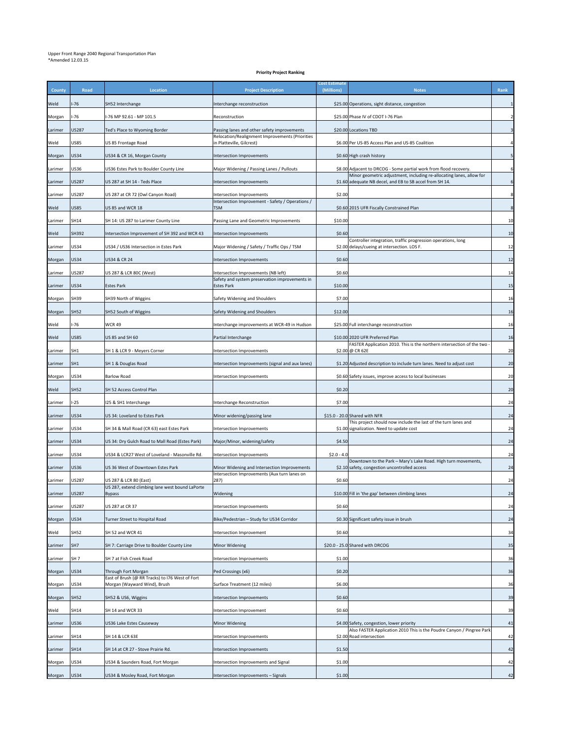Upper Front Range 2040 Regional Transportation Plan
*Amended 12.03.15

**Priority Project Ranking**

| County | Road | Location | Project Description | Cost Estimate (Millions) | Notes | Rank |
|---|---|---|---|---|---|---|
| Weld | I-76 | SH52 Interchange | Interchange reconstruction | $25.00 | Operations, sight distance, congestion | 1 |
| Morgan | I-76 | I-76 MP 92.61 - MP 101.5 | Reconstruction | $25.00 | Phase IV of CDOT I-76 Plan | 2 |
| Larimer | US287 | Ted's Place to Wyoming Border | Passing lanes and other safety improvements | $20.00 | Locations TBD | 3 |
| Weld | US85 | US 85 Frontage Road | Relocation/Realignment Improvements (Priorities in Platteville, Gilcrest) | $6.00 | Per US-85 Access Plan and US-85 Coalition | 4 |
| Morgan | US34 | US34 & CR 16, Morgan County | Intersection Improvements | $0.60 | High crash history | 5 |
| Larimer | US36 | US36 Estes Park to Boulder County Line | Major Widening / Passing Lanes / Pullouts | $8.00 | Adjacent to DRCOG - Some partial work from flood recovery. | 6 |
| Larimer | US287 | US 287 at SH 14 - Teds Place | Intersection Improvements | $1.60 | Minor geometric adjustment, including re-allocating lanes, allow for adequate NB decel, and EB to SB accel from SH 14. | 6 |
| Larimer | US287 | US 287 at CR 72 (Owl Canyon Road) | Intersection Improvements | $2.00 | | 8 |
| Weld | US85 | US 85 and WCR 18 | Intersection Improvement - Safety / Operations / TSM | $0.60 | 2015 UFR Fiscally Constrained Plan | 8 |
| Larimer | SH14 | SH 14: US 287 to Larimer County Line | Passing Lane and Geometric Improvements | $10.00 | | 10 |
| Weld | SH392 | Intersection Improvement of SH 392 and WCR 43 | Intersection Improvements | $0.60 | | 10 |
| Larimer | US34 | US34 / US36 Intersection in Estes Park | Major Widening / Safety / Traffic Ops / TSM | $2.00 | Controller integration, traffic progression operations, long delays/cueing at intersection. LOS F. | 12 |
| Morgan | US34 | US34 & CR 24 | Intersection Improvements | $0.60 | | 12 |
| Larimer | US287 | US 287 & LCR 80C (West) | Intersection Improvements (NB left) | $0.60 | | 14 |
| Larimer | US34 | Estes Park | Safety and system preservation improvements in Estes Park | $10.00 | | 15 |
| Morgan | SH39 | SH39 North of Wiggins | Safety Widening and Shoulders | $7.00 | | 16 |
| Morgan | SH52 | SH52 South of Wiggins | Safety Widening and Shoulders | $12.00 | | 16 |
| Weld | I-76 | WCR 49 | Interchange improvements at WCR-49 in Hudson | $25.00 | Full interchange reconstruction | 16 |
| Weld | US85 | US 85 and SH 60 | Partial Interchange | $10.00 | 2020 UFR Preferred Plan | 16 |
| Larimer | SH1 | SH 1 & LCR 9 - Meyers Corner | Intersection Improvements | $2.00 | FASTER Application 2010. This is the northern intersection of the two - @ CR 62E | 20 |
| Larimer | SH1 | SH 1 & Douglas Road | Intersection Improvements (signal and aux lanes) | $1.20 | Adjusted description to include turn lanes. Need to adjust cost | 20 |
| Morgan | US34 | Barlow Road | Intersection Improvements | $0.60 | Safety issues, improve access to local businesses | 20 |
| Weld | SH52 | SH 52 Access Control Plan | | $0.20 | | 20 |
| Larimer | I-25 | I25 & SH1 Interchange | Interchange Reconstruction | $7.00 | | 24 |
| Larimer | US34 | US 34: Loveland to Estes Park | Minor widening/passing lane | $15.0 - 20.0 | Shared with NFR | 24 |
| Larimer | US34 | SH 34 & Mall Road (CR 63) east Estes Park | Intersection Improvements | $1.00 | This project should now include the last of the turn lanes and signalization. Need to update cost | 24 |
| Larimer | US34 | US 34: Dry Gulch Road to Mall Road (Estes Park) | Major/Minor, widening/safety | $4.50 | | 24 |
| Larimer | US34 | US34 & LCR27 West of Loveland - Masonville Rd. | Intersection Improvements | $2.0 - 4.0 | | 24 |
| Larimer | US36 | US 36 West of Downtown Estes Park | Minor Widening and Intersection Improvements | $2.10 | Downtown to the Park – Mary's Lake Road. High turn movements, safety, congestion uncontrolled access | 24 |
| Larimer | US287 | US 287 & LCR 80 (East) | Intersection Improvements (Aux turn lanes on 287) | $0.60 | | 24 |
| Larimer | US287 | US 287, extend climbing lane west bound LaPorte Bypass | Widening | $10.00 | Fill in 'the gap' between climbing lanes | 24 |
| Larimer | US287 | US 287 at CR 37 | Intersection Improvements | $0.60 | | 24 |
| Morgan | US34 | Turner Street to Hospital Road | Bike/Pedestrian – Study for US34 Corridor | $0.30 | Significant safety issue in brush | 24 |
| Weld | SH52 | SH 52 and WCR 41 | Intersection Improvement | $0.60 | | 34 |
| Larimer | SH7 | SH 7: Carriage Drive to Boulder County Line | Minor Widening | $20.0 - 25.0 | Shared with DRCOG | 35 |
| Larimer | SH 7 | SH 7 at Fish Creek Road | Intersection Improvements | $1.00 | | 36 |
| Morgan | US34 | Through Fort Morgan | Ped Crossings (x6) | $0.20 | | 36 |
| Morgan | US34 | East of Brush (@ RR Tracks) to I76 West of Fort Morgan (Wayward Wind), Brush | Surface Treatment (12 miles) | $6.00 | | 36 |
| Morgan | SH52 | SH52 & US6, Wiggins | Intersection Improvements | $0.60 | | 39 |
| Weld | SH14 | SH 14 and WCR 33 | Intersection Improvement | $0.60 | | 39 |
| Larimer | US36 | US36 Lake Estes Causeway | Minor Widening | $4.00 | Safety, congestion, lower priority | 41 |
| Larimer | SH14 | SH 14 & LCR 63E | Intersection Improvements | $2.00 | Also FASTER Application 2010 This is the Poudre Canyon / Pingree Park Road intersection | 42 |
| Larimer | SH14 | SH 14 at CR 27 - Stove Prairie Rd. | Intersection Improvements | $1.50 | | 42 |
| Morgan | US34 | US34 & Saunders Road, Fort Morgan | Intersection Improvements and Signal | $1.00 | | 42 |
| Morgan | US34 | US34 & Mosley Road, Fort Morgan | Intersection Improvements – Signals | $1.00 | | 42 |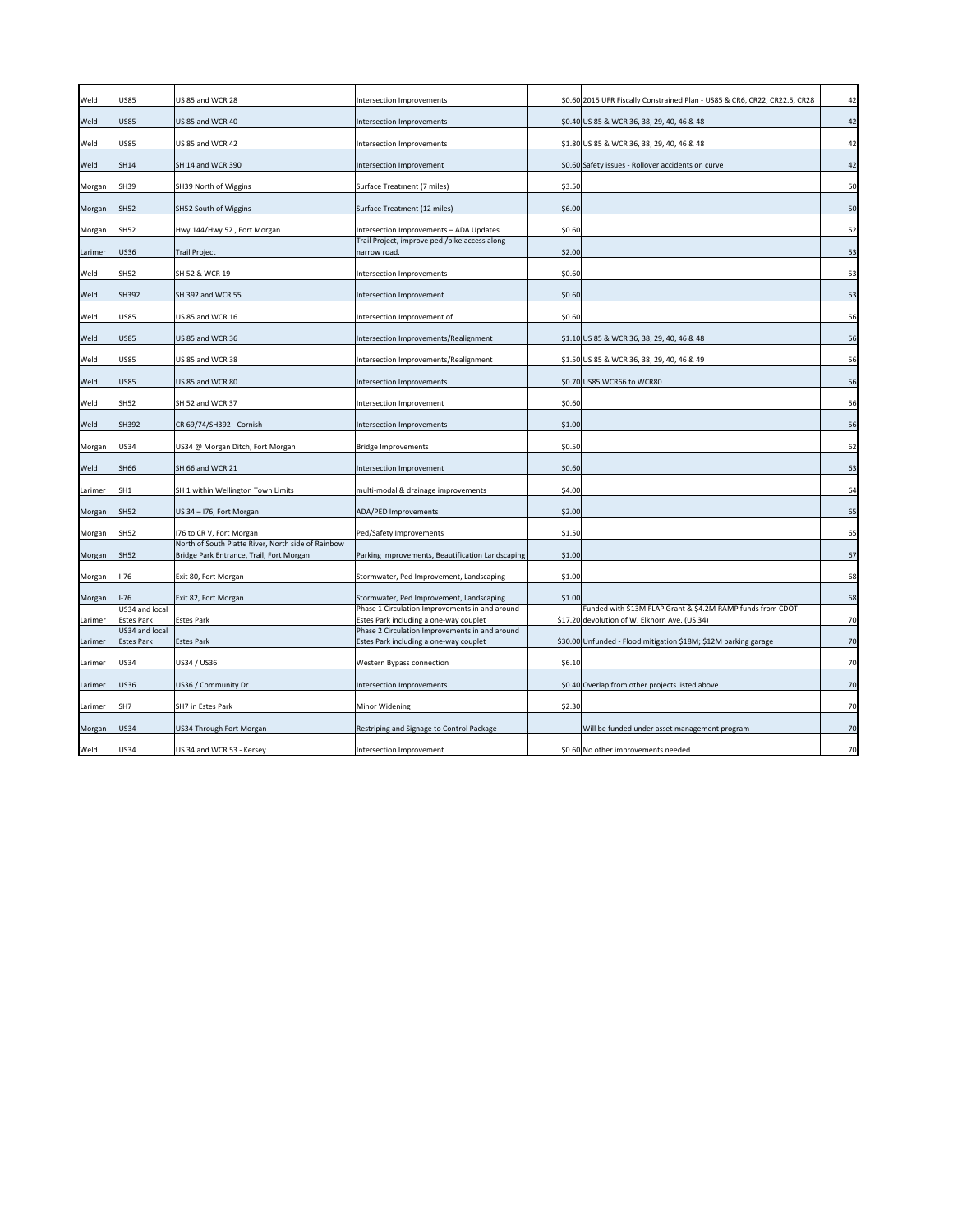| | | | | | | |
|---|---|---|---|---|---|---|
| Weld | US85 | US 85 and WCR 28 | Intersection Improvements | $0.60 | 2015 UFR Fiscally Constrained Plan - US85 & CR6, CR22, CR22.5, CR28 | 42 |
| Weld | US85 | US 85 and WCR 40 | Intersection Improvements | $0.40 | US 85 & WCR 36, 38, 29, 40, 46 & 48 | 42 |
| Weld | US85 | US 85 and WCR 42 | Intersection Improvements | $1.80 | US 85 & WCR 36, 38, 29, 40, 46 & 48 | 42 |
| Weld | SH14 | SH 14 and WCR 390 | Intersection Improvement | $0.60 | Safety issues - Rollover accidents on curve | 42 |
| Morgan | SH39 | SH39 North of Wiggins | Surface Treatment (7 miles) | $3.50 | | 50 |
| Morgan | SH52 | SH52 South of Wiggins | Surface Treatment (12 miles) | $6.00 | | 50 |
| Morgan | SH52 | Hwy 144/Hwy 52 , Fort Morgan | Intersection Improvements – ADA Updates | $0.60 | | 52 |
| Larimer | US36 | Trail Project | Trail Project, improve ped./bike access along narrow road. | $2.00 | | 53 |
| Weld | SH52 | SH 52 & WCR 19 | Intersection Improvements | $0.60 | | 53 |
| Weld | SH392 | SH 392 and WCR 55 | Intersection Improvement | $0.60 | | 53 |
| Weld | US85 | US 85 and WCR 16 | Intersection Improvement of | $0.60 | | 56 |
| Weld | US85 | US 85 and WCR 36 | Intersection Improvements/Realignment | $1.10 | US 85 & WCR 36, 38, 29, 40, 46 & 48 | 56 |
| Weld | US85 | US 85 and WCR 38 | Intersection Improvements/Realignment | $1.50 | US 85 & WCR 36, 38, 29, 40, 46 & 49 | 56 |
| Weld | US85 | US 85 and WCR 80 | Intersection Improvements | $0.70 | US85 WCR66 to WCR80 | 56 |
| Weld | SH52 | SH 52 and WCR 37 | Intersection Improvement | $0.60 | | 56 |
| Weld | SH392 | CR 69/74/SH392 - Cornish | Intersection Improvements | $1.00 | | 56 |
| Morgan | US34 | US34 @ Morgan Ditch, Fort Morgan | Bridge Improvements | $0.50 | | 62 |
| Weld | SH66 | SH 66 and WCR 21 | Intersection Improvement | $0.60 | | 63 |
| Larimer | SH1 | SH 1 within Wellington Town Limits | multi-modal & drainage improvements | $4.00 | | 64 |
| Morgan | SH52 | US 34 – I76, Fort Morgan | ADA/PED Improvements | $2.00 | | 65 |
| Morgan | SH52 | I76 to CR V, Fort Morgan | Ped/Safety Improvements | $1.50 | | 65 |
| Morgan | SH52 | North of South Platte River, North side of Rainbow Bridge Park Entrance, Trail, Fort Morgan | Parking Improvements, Beautification Landscaping | $1.00 | | 67 |
| Morgan | I-76 | Exit 80, Fort Morgan | Stormwater, Ped Improvement, Landscaping | $1.00 | | 68 |
| Morgan | I-76 | Exit 82, Fort Morgan | Stormwater, Ped Improvement, Landscaping | $1.00 | | 68 |
| Larimer | US34 and local Estes Park | Estes Park | Phase 1 Circulation Improvements in and around Estes Park including a one-way couplet | $17.20 | Funded with $13M FLAP Grant & $4.2M RAMP funds from CDOT devolution of W. Elkhorn Ave. (US 34) | 70 |
| Larimer | US34 and local Estes Park | Estes Park | Phase 2 Circulation Improvements in and around Estes Park including a one-way couplet | $30.00 | Unfunded - Flood mitigation $18M; $12M parking garage | 70 |
| Larimer | US34 | US34 / US36 | Western Bypass connection | $6.10 | | 70 |
| Larimer | US36 | US36 / Community Dr | Intersection Improvements | $0.40 | Overlap from other projects listed above | 70 |
| Larimer | SH7 | SH7 in Estes Park | Minor Widening | $2.30 | | 70 |
| Morgan | US34 | US34 Through Fort Morgan | Restriping and Signage to Control Package | | Will be funded under asset management program | 70 |
| Weld | US34 | US 34 and WCR 53 - Kersey | Intersection Improvement | $0.60 | No other improvements needed | 70 |